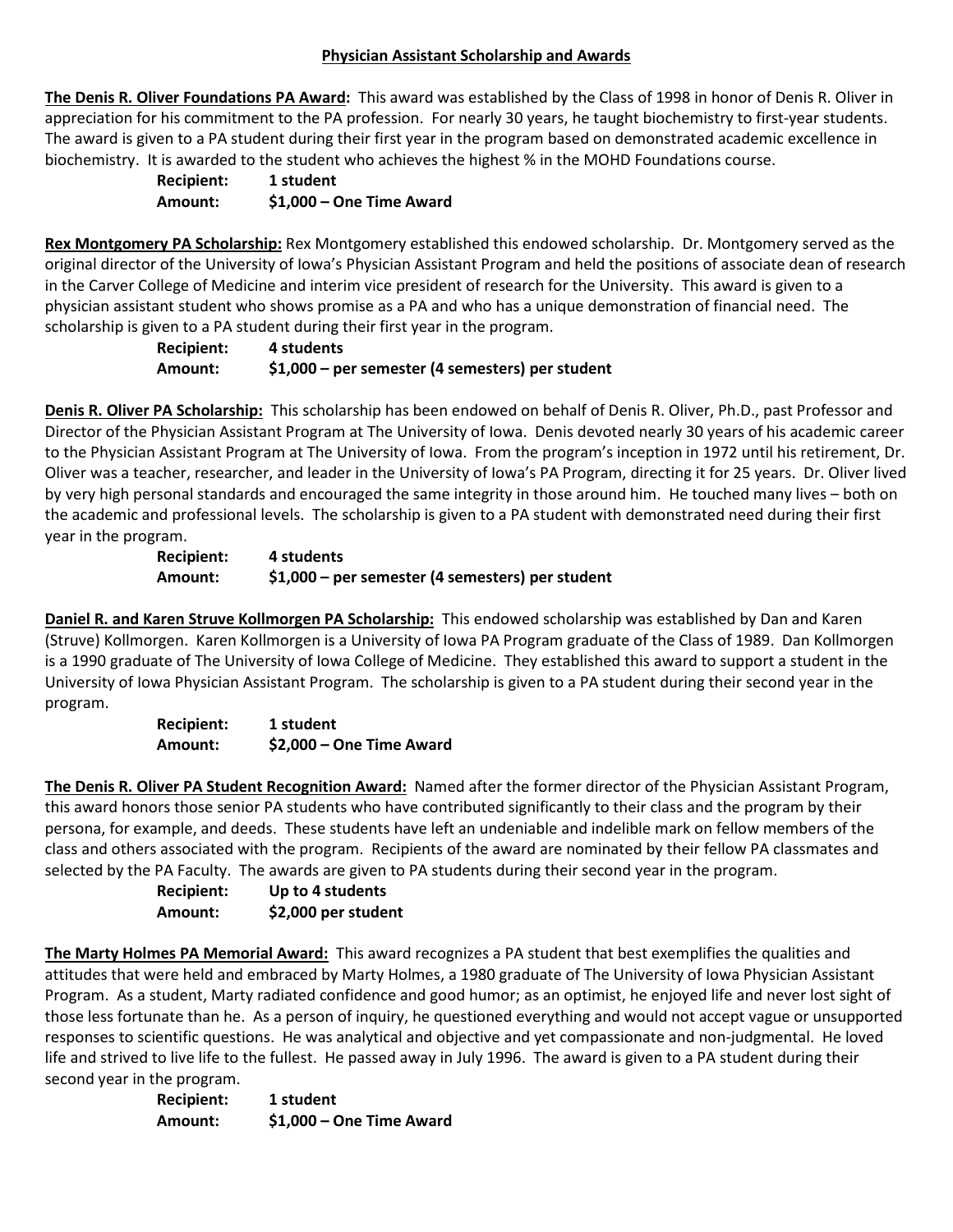## Physician Assistant Scholarship and Awards

**The Denis R. Oliver Foundations PA Award:** This award was established by the Class of 1998 in honor of Denis R. Oliver in appreciation for his commitment to the PA profession. For nearly 30 years, he taught biochemistry to first-year students. The award is given to a PA student during their first year in the program based on demonstrated academic excellence in biochemistry. It is awarded to the student who achieves the highest % in the MOHD Foundations course.

**Recipient:** 1 student
**Amount:** $1,000 – One Time Award

**Rex Montgomery PA Scholarship:** Rex Montgomery established this endowed scholarship. Dr. Montgomery served as the original director of the University of Iowa's Physician Assistant Program and held the positions of associate dean of research in the Carver College of Medicine and interim vice president of research for the University. This award is given to a physician assistant student who shows promise as a PA and who has a unique demonstration of financial need. The scholarship is given to a PA student during their first year in the program.

**Recipient:** 4 students
**Amount:** $1,000 – per semester (4 semesters) per student

**Denis R. Oliver PA Scholarship:** This scholarship has been endowed on behalf of Denis R. Oliver, Ph.D., past Professor and Director of the Physician Assistant Program at The University of Iowa. Denis devoted nearly 30 years of his academic career to the Physician Assistant Program at The University of Iowa. From the program's inception in 1972 until his retirement, Dr. Oliver was a teacher, researcher, and leader in the University of Iowa's PA Program, directing it for 25 years. Dr. Oliver lived by very high personal standards and encouraged the same integrity in those around him. He touched many lives – both on the academic and professional levels. The scholarship is given to a PA student with demonstrated need during their first year in the program.

**Recipient:** 4 students
**Amount:** $1,000 – per semester (4 semesters) per student

**Daniel R. and Karen Struve Kollmorgen PA Scholarship:** This endowed scholarship was established by Dan and Karen (Struve) Kollmorgen. Karen Kollmorgen is a University of Iowa PA Program graduate of the Class of 1989. Dan Kollmorgen is a 1990 graduate of The University of Iowa College of Medicine. They established this award to support a student in the University of Iowa Physician Assistant Program. The scholarship is given to a PA student during their second year in the program.

**Recipient:** 1 student
**Amount:** $2,000 – One Time Award

**The Denis R. Oliver PA Student Recognition Award:** Named after the former director of the Physician Assistant Program, this award honors those senior PA students who have contributed significantly to their class and the program by their persona, for example, and deeds. These students have left an undeniable and indelible mark on fellow members of the class and others associated with the program. Recipients of the award are nominated by their fellow PA classmates and selected by the PA Faculty. The awards are given to PA students during their second year in the program.

**Recipient:** Up to 4 students
**Amount:** $2,000 per student

**The Marty Holmes PA Memorial Award:** This award recognizes a PA student that best exemplifies the qualities and attitudes that were held and embraced by Marty Holmes, a 1980 graduate of The University of Iowa Physician Assistant Program. As a student, Marty radiated confidence and good humor; as an optimist, he enjoyed life and never lost sight of those less fortunate than he. As a person of inquiry, he questioned everything and would not accept vague or unsupported responses to scientific questions. He was analytical and objective and yet compassionate and non-judgmental. He loved life and strived to live life to the fullest. He passed away in July 1996. The award is given to a PA student during their second year in the program.

**Recipient:** 1 student
**Amount:** $1,000 – One Time Award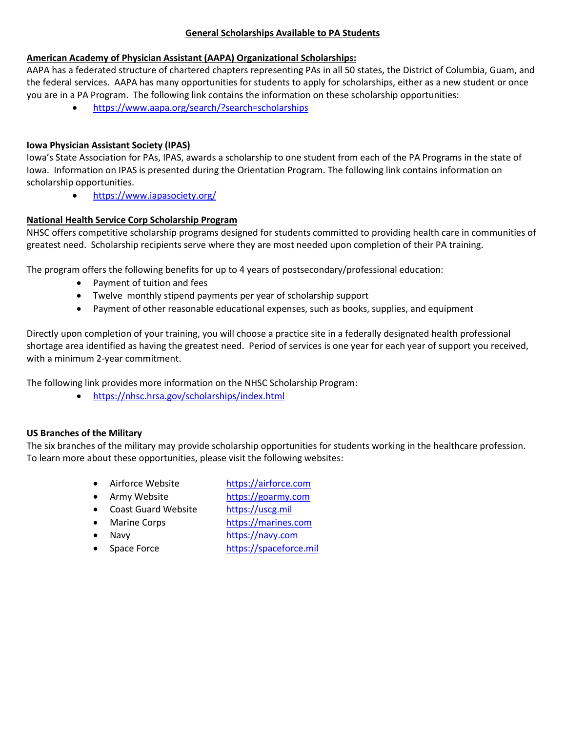## General Scholarships Available to PA Students

### American Academy of Physician Assistant (AAPA) Organizational Scholarships:

AAPA has a federated structure of chartered chapters representing PAs in all 50 states, the District of Columbia, Guam, and the federal services. AAPA has many opportunities for students to apply for scholarships, either as a new student or once you are in a PA Program. The following link contains the information on these scholarship opportunities:

- https://www.aapa.org/search/?search=scholarships

### Iowa Physician Assistant Society (IPAS)

Iowa's State Association for PAs, IPAS, awards a scholarship to one student from each of the PA Programs in the state of Iowa. Information on IPAS is presented during the Orientation Program. The following link contains information on scholarship opportunities.

- https://www.iapasociety.org/

### National Health Service Corp Scholarship Program

NHSC offers competitive scholarship programs designed for students committed to providing health care in communities of greatest need. Scholarship recipients serve where they are most needed upon completion of their PA training.

The program offers the following benefits for up to 4 years of postsecondary/professional education:

- Payment of tuition and fees
- Twelve monthly stipend payments per year of scholarship support
- Payment of other reasonable educational expenses, such as books, supplies, and equipment

Directly upon completion of your training, you will choose a practice site in a federally designated health professional shortage area identified as having the greatest need. Period of services is one year for each year of support you received, with a minimum 2-year commitment.

The following link provides more information on the NHSC Scholarship Program:

- https://nhsc.hrsa.gov/scholarships/index.html

### US Branches of the Military

The six branches of the military may provide scholarship opportunities for students working in the healthcare profession. To learn more about these opportunities, please visit the following websites:

- Airforce Website https://airforce.com
- Army Website https://goarmy.com
- Coast Guard Website https://uscg.mil
- Marine Corps https://marines.com
- Navy https://navy.com
- Space Force https://spaceforce.mil